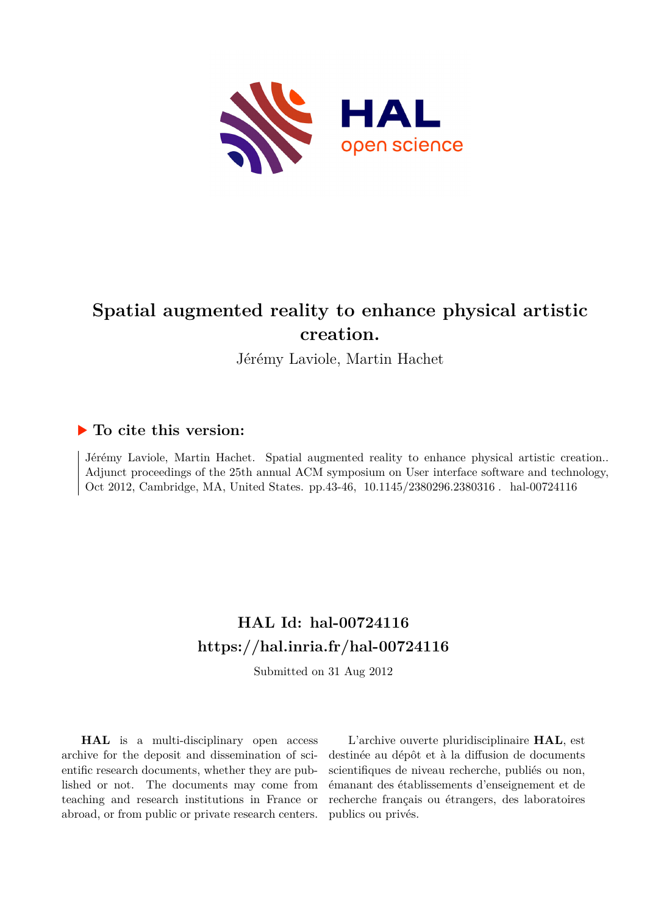# Spatial augmented reality to enhance physical artistic creation.

Jérémy Laviole, Martin Hachet

## To cite this version:

Jérémy Laviole, Martin Hachet. Spatial augmented reality to enhance physical artistic creation.. Adjunct proceedings of the 25th annual ACM symposium on User interface software and technology, Oct 2012, Cambridge, MA, United States. pp.43-46, 10.1145/2380296.2380316 . hal-00724116

## HAL Id: hal-00724116
## https://hal.inria.fr/hal-00724116

Submitted on 31 Aug 2012

**HAL** is a multi-disciplinary open access archive for the deposit and dissemination of scientific research documents, whether they are published or not. The documents may come from teaching and research institutions in France or abroad, or from public or private research centers.

L'archive ouverte pluridisciplinaire **HAL**, est destinée au dépôt et à la diffusion de documents scientifiques de niveau recherche, publiés ou non, émanant des établissements d'enseignement et de recherche français ou étrangers, des laboratoires publics ou privés.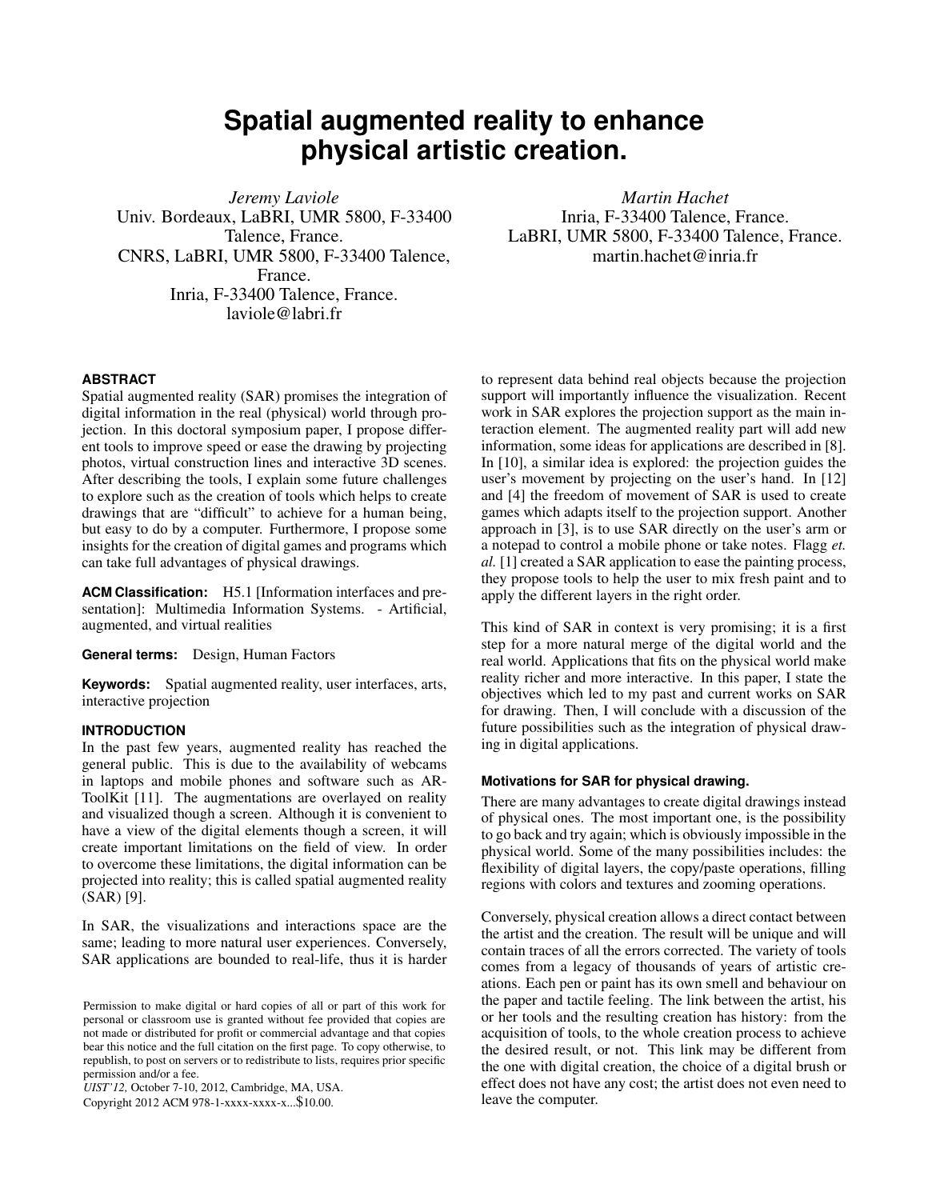# Spatial augmented reality to enhance physical artistic creation.

*Jeremy Laviole*
Univ. Bordeaux, LaBRI, UMR 5800, F-33400 Talence, France.
CNRS, LaBRI, UMR 5800, F-33400 Talence, France.
Inria, F-33400 Talence, France.
laviole@labri.fr

*Martin Hachet*
Inria, F-33400 Talence, France.
LaBRI, UMR 5800, F-33400 Talence, France.
martin.hachet@inria.fr

### ABSTRACT

Spatial augmented reality (SAR) promises the integration of digital information in the real (physical) world through projection. In this doctoral symposium paper, I propose different tools to improve speed or ease the drawing by projecting photos, virtual construction lines and interactive 3D scenes. After describing the tools, I explain some future challenges to explore such as the creation of tools which helps to create drawings that are "difficult" to achieve for a human being, but easy to do by a computer. Furthermore, I propose some insights for the creation of digital games and programs which can take full advantages of physical drawings.

**ACM Classification:** H5.1 [Information interfaces and presentation]: Multimedia Information Systems. - Artificial, augmented, and virtual realities

**General terms:** Design, Human Factors

**Keywords:** Spatial augmented reality, user interfaces, arts, interactive projection

### INTRODUCTION

In the past few years, augmented reality has reached the general public. This is due to the availability of webcams in laptops and mobile phones and software such as ARToolKit [11]. The augmentations are overlayed on reality and visualized though a screen. Although it is convenient to have a view of the digital elements though a screen, it will create important limitations on the field of view. In order to overcome these limitations, the digital information can be projected into reality; this is called spatial augmented reality (SAR) [9].

In SAR, the visualizations and interactions space are the same; leading to more natural user experiences. Conversely, SAR applications are bounded to real-life, thus it is harder to represent data behind real objects because the projection support will importantly influence the visualization. Recent work in SAR explores the projection support as the main interaction element. The augmented reality part will add new information, some ideas for applications are described in [8]. In [10], a similar idea is explored: the projection guides the user's movement by projecting on the user's hand. In [12] and [4] the freedom of movement of SAR is used to create games which adapts itself to the projection support. Another approach in [3], is to use SAR directly on the user's arm or a notepad to control a mobile phone or take notes. Flagg *et. al.* [1] created a SAR application to ease the painting process, they propose tools to help the user to mix fresh paint and to apply the different layers in the right order.

This kind of SAR in context is very promising; it is a first step for a more natural merge of the digital world and the real world. Applications that fits on the physical world make reality richer and more interactive. In this paper, I state the objectives which led to my past and current works on SAR for drawing. Then, I will conclude with a discussion of the future possibilities such as the integration of physical drawing in digital applications.

#### Motivations for SAR for physical drawing.

There are many advantages to create digital drawings instead of physical ones. The most important one, is the possibility to go back and try again; which is obviously impossible in the physical world. Some of the many possibilities includes: the flexibility of digital layers, the copy/paste operations, filling regions with colors and textures and zooming operations.

Conversely, physical creation allows a direct contact between the artist and the creation. The result will be unique and will contain traces of all the errors corrected. The variety of tools comes from a legacy of thousands of years of artistic creations. Each pen or paint has its own smell and behaviour on the paper and tactile feeling. The link between the artist, his or her tools and the resulting creation has history: from the acquisition of tools, to the whole creation process to achieve the desired result, or not. This link may be different from the one with digital creation, the choice of a digital brush or effect does not have any cost; the artist does not even need to leave the computer.

Permission to make digital or hard copies of all or part of this work for personal or classroom use is granted without fee provided that copies are not made or distributed for profit or commercial advantage and that copies bear this notice and the full citation on the first page. To copy otherwise, to republish, to post on servers or to redistribute to lists, requires prior specific permission and/or a fee.
*UIST'12,* October 7-10, 2012, Cambridge, MA, USA.
Copyright 2012 ACM 978-1-xxxx-xxxx-x...$10.00.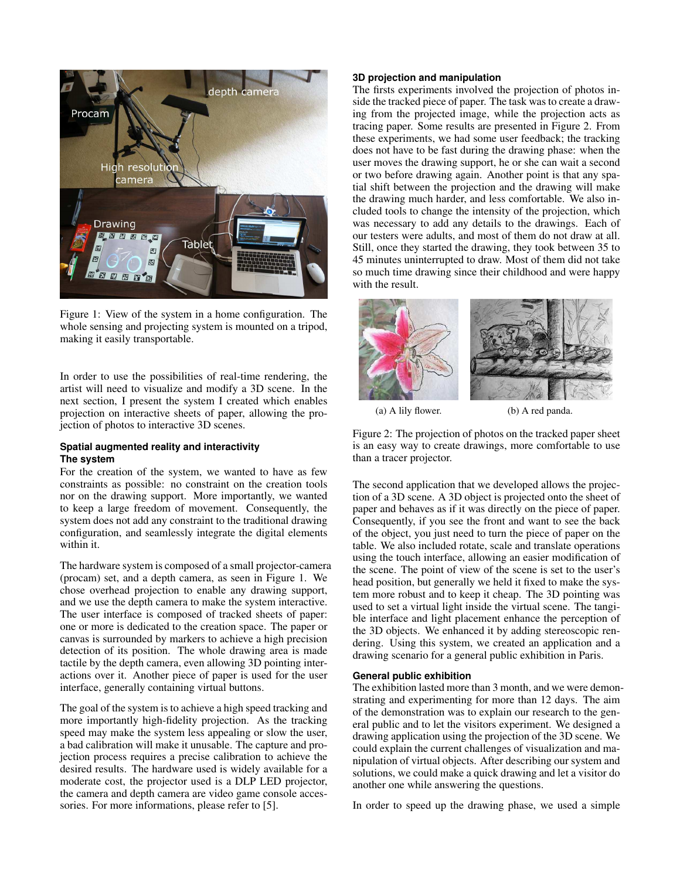Figure 1: View of the system in a home configuration. The whole sensing and projecting system is mounted on a tripod, making it easily transportable.

In order to use the possibilities of real-time rendering, the artist will need to visualize and modify a 3D scene. In the next section, I present the system I created which enables projection on interactive sheets of paper, allowing the projection of photos to interactive 3D scenes.

### Spatial augmented reality and interactivity

### The system

For the creation of the system, we wanted to have as few constraints as possible: no constraint on the creation tools nor on the drawing support. More importantly, we wanted to keep a large freedom of movement. Consequently, the system does not add any constraint to the traditional drawing configuration, and seamlessly integrate the digital elements within it.

The hardware system is composed of a small projector-camera (procam) set, and a depth camera, as seen in Figure 1. We chose overhead projection to enable any drawing support, and we use the depth camera to make the system interactive. The user interface is composed of tracked sheets of paper: one or more is dedicated to the creation space. The paper or canvas is surrounded by markers to achieve a high precision detection of its position. The whole drawing area is made tactile by the depth camera, even allowing 3D pointing interactions over it. Another piece of paper is used for the user interface, generally containing virtual buttons.

The goal of the system is to achieve a high speed tracking and more importantly high-fidelity projection. As the tracking speed may make the system less appealing or slow the user, a bad calibration will make it unusable. The capture and projection process requires a precise calibration to achieve the desired results. The hardware used is widely available for a moderate cost, the projector used is a DLP LED projector, the camera and depth camera are video game console accessories. For more informations, please refer to [5].

### 3D projection and manipulation

The firsts experiments involved the projection of photos inside the tracked piece of paper. The task was to create a drawing from the projected image, while the projection acts as tracing paper. Some results are presented in Figure 2. From these experiments, we had some user feedback; the tracking does not have to be fast during the drawing phase: when the user moves the drawing support, he or she can wait a second or two before drawing again. Another point is that any spatial shift between the projection and the drawing will make the drawing much harder, and less comfortable. We also included tools to change the intensity of the projection, which was necessary to add any details to the drawings. Each of our testers were adults, and most of them do not draw at all. Still, once they started the drawing, they took between 35 to 45 minutes uninterrupted to draw. Most of them did not take so much time drawing since their childhood and were happy with the result.

(a) A lily flower. (b) A red panda.

Figure 2: The projection of photos on the tracked paper sheet is an easy way to create drawings, more comfortable to use than a tracer projector.

The second application that we developed allows the projection of a 3D scene. A 3D object is projected onto the sheet of paper and behaves as if it was directly on the piece of paper. Consequently, if you see the front and want to see the back of the object, you just need to turn the piece of paper on the table. We also included rotate, scale and translate operations using the touch interface, allowing an easier modification of the scene. The point of view of the scene is set to the user's head position, but generally we held it fixed to make the system more robust and to keep it cheap. The 3D pointing was used to set a virtual light inside the virtual scene. The tangible interface and light placement enhance the perception of the 3D objects. We enhanced it by adding stereoscopic rendering. Using this system, we created an application and a drawing scenario for a general public exhibition in Paris.

### General public exhibition

The exhibition lasted more than 3 month, and we were demonstrating and experimenting for more than 12 days. The aim of the demonstration was to explain our research to the general public and to let the visitors experiment. We designed a drawing application using the projection of the 3D scene. We could explain the current challenges of visualization and manipulation of virtual objects. After describing our system and solutions, we could make a quick drawing and let a visitor do another one while answering the questions.

In order to speed up the drawing phase, we used a simple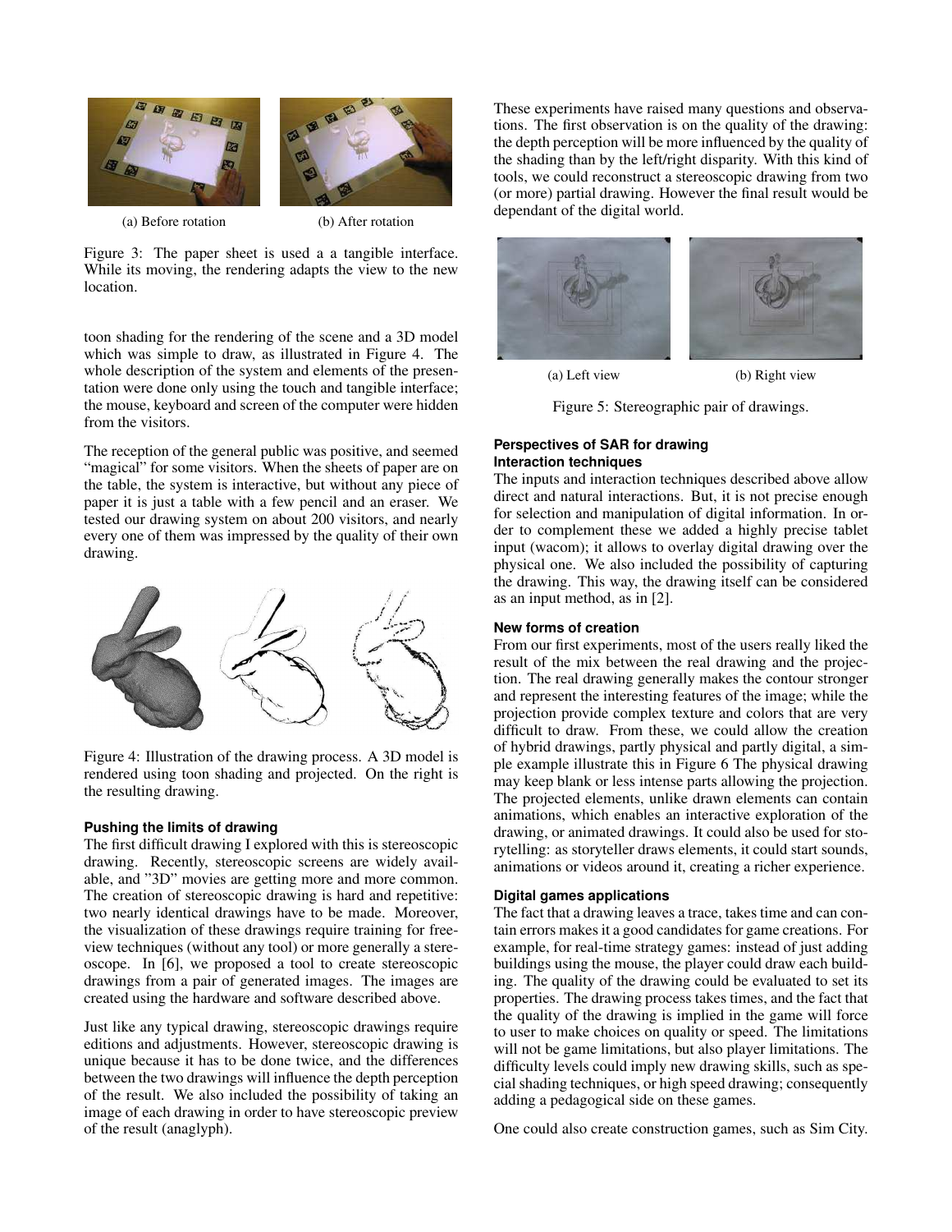(a) Before rotation

(b) After rotation

Figure 3: The paper sheet is used a a tangible interface. While its moving, the rendering adapts the view to the new location.

toon shading for the rendering of the scene and a 3D model which was simple to draw, as illustrated in Figure 4. The whole description of the system and elements of the presentation were done only using the touch and tangible interface; the mouse, keyboard and screen of the computer were hidden from the visitors.

The reception of the general public was positive, and seemed "magical" for some visitors. When the sheets of paper are on the table, the system is interactive, but without any piece of paper it is just a table with a few pencil and an eraser. We tested our drawing system on about 200 visitors, and nearly every one of them was impressed by the quality of their own drawing.

Figure 4: Illustration of the drawing process. A 3D model is rendered using toon shading and projected. On the right is the resulting drawing.

#### Pushing the limits of drawing

The first difficult drawing I explored with this is stereoscopic drawing. Recently, stereoscopic screens are widely available, and "3D" movies are getting more and more common. The creation of stereoscopic drawing is hard and repetitive: two nearly identical drawings have to be made. Moreover, the visualization of these drawings require training for free-view techniques (without any tool) or more generally a stereoscope. In [6], we proposed a tool to create stereoscopic drawings from a pair of generated images. The images are created using the hardware and software described above.

Just like any typical drawing, stereoscopic drawings require editions and adjustments. However, stereoscopic drawing is unique because it has to be done twice, and the differences between the two drawings will influence the depth perception of the result. We also included the possibility of taking an image of each drawing in order to have stereoscopic preview of the result (anaglyph).

These experiments have raised many questions and observations. The first observation is on the quality of the drawing: the depth perception will be more influenced by the quality of the shading than by the left/right disparity. With this kind of tools, we could reconstruct a stereoscopic drawing from two (or more) partial drawing. However the final result would be dependant of the digital world.

(a) Left view

(b) Right view

Figure 5: Stereographic pair of drawings.

#### Perspectives of SAR for drawing

#### Interaction techniques

The inputs and interaction techniques described above allow direct and natural interactions. But, it is not precise enough for selection and manipulation of digital information. In order to complement these we added a highly precise tablet input (wacom); it allows to overlay digital drawing over the physical one. We also included the possibility of capturing the drawing. This way, the drawing itself can be considered as an input method, as in [2].

#### New forms of creation

From our first experiments, most of the users really liked the result of the mix between the real drawing and the projection. The real drawing generally makes the contour stronger and represent the interesting features of the image; while the projection provide complex texture and colors that are very difficult to draw. From these, we could allow the creation of hybrid drawings, partly physical and partly digital, a simple example illustrate this in Figure 6 The physical drawing may keep blank or less intense parts allowing the projection. The projected elements, unlike drawn elements can contain animations, which enables an interactive exploration of the drawing, or animated drawings. It could also be used for storytelling: as storyteller draws elements, it could start sounds, animations or videos around it, creating a richer experience.

#### Digital games applications

The fact that a drawing leaves a trace, takes time and can contain errors makes it a good candidates for game creations. For example, for real-time strategy games: instead of just adding buildings using the mouse, the player could draw each building. The quality of the drawing could be evaluated to set its properties. The drawing process takes times, and the fact that the quality of the drawing is implied in the game will force to user to make choices on quality or speed. The limitations will not be game limitations, but also player limitations. The difficulty levels could imply new drawing skills, such as special shading techniques, or high speed drawing; consequently adding a pedagogical side on these games.

One could also create construction games, such as Sim City.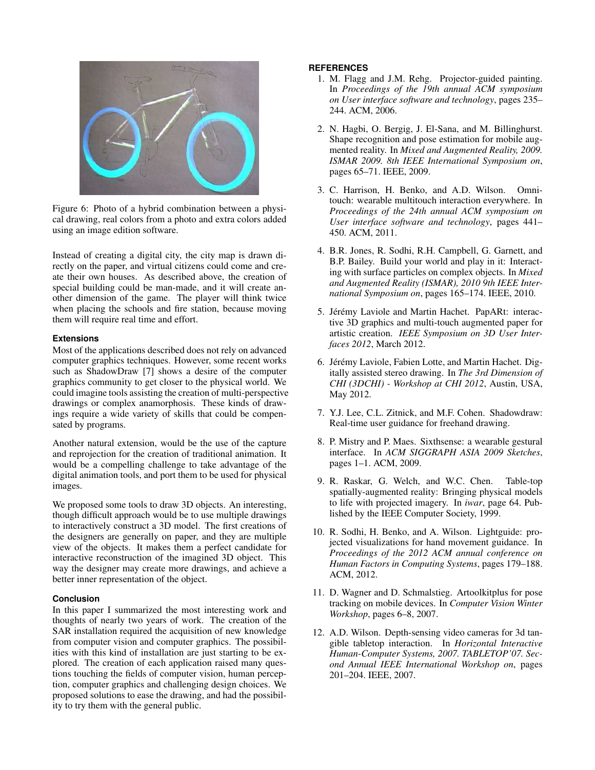Figure 6: Photo of a hybrid combination between a physical drawing, real colors from a photo and extra colors added using an image edition software.

Instead of creating a digital city, the city map is drawn directly on the paper, and virtual citizens could come and create their own houses. As described above, the creation of special building could be man-made, and it will create another dimension of the game. The player will think twice when placing the schools and fire station, because moving them will require real time and effort.

### Extensions

Most of the applications described does not rely on advanced computer graphics techniques. However, some recent works such as ShadowDraw [7] shows a desire of the computer graphics community to get closer to the physical world. We could imagine tools assisting the creation of multi-perspective drawings or complex anamorphosis. These kinds of drawings require a wide variety of skills that could be compensated by programs.

Another natural extension, would be the use of the capture and reprojection for the creation of traditional animation. It would be a compelling challenge to take advantage of the digital animation tools, and port them to be used for physical images.

We proposed some tools to draw 3D objects. An interesting, though difficult approach would be to use multiple drawings to interactively construct a 3D model. The first creations of the designers are generally on paper, and they are multiple view of the objects. It makes them a perfect candidate for interactive reconstruction of the imagined 3D object. This way the designer may create more drawings, and achieve a better inner representation of the object.

### Conclusion

In this paper I summarized the most interesting work and thoughts of nearly two years of work. The creation of the SAR installation required the acquisition of new knowledge from computer vision and computer graphics. The possibilities with this kind of installation are just starting to be explored. The creation of each application raised many questions touching the fields of computer vision, human perception, computer graphics and challenging design choices. We proposed solutions to ease the drawing, and had the possibility to try them with the general public.

## REFERENCES

1. M. Flagg and J.M. Rehg. Projector-guided painting. In *Proceedings of the 19th annual ACM symposium on User interface software and technology*, pages 235–244. ACM, 2006.
2. N. Hagbi, O. Bergig, J. El-Sana, and M. Billinghurst. Shape recognition and pose estimation for mobile augmented reality. In *Mixed and Augmented Reality, 2009. ISMAR 2009. 8th IEEE International Symposium on*, pages 65–71. IEEE, 2009.
3. C. Harrison, H. Benko, and A.D. Wilson. Omnitouch: wearable multitouch interaction everywhere. In *Proceedings of the 24th annual ACM symposium on User interface software and technology*, pages 441–450. ACM, 2011.
4. B.R. Jones, R. Sodhi, R.H. Campbell, G. Garnett, and B.P. Bailey. Build your world and play in it: Interacting with surface particles on complex objects. In *Mixed and Augmented Reality (ISMAR), 2010 9th IEEE International Symposium on*, pages 165–174. IEEE, 2010.
5. Jérémy Laviole and Martin Hachet. PapARt: interactive 3D graphics and multi-touch augmented paper for artistic creation. *IEEE Symposium on 3D User Interfaces 2012*, March 2012.
6. Jérémy Laviole, Fabien Lotte, and Martin Hachet. Digitally assisted stereo drawing. In *The 3rd Dimension of CHI (3DCHI) - Workshop at CHI 2012*, Austin, USA, May 2012.
7. Y.J. Lee, C.L. Zitnick, and M.F. Cohen. Shadowdraw: Real-time user guidance for freehand drawing.
8. P. Mistry and P. Maes. Sixthsense: a wearable gestural interface. In *ACM SIGGRAPH ASIA 2009 Sketches*, pages 1–1. ACM, 2009.
9. R. Raskar, G. Welch, and W.C. Chen. Table-top spatially-augmented reality: Bringing physical models to life with projected imagery. In *iwar*, page 64. Published by the IEEE Computer Society, 1999.
10. R. Sodhi, H. Benko, and A. Wilson. Lightguide: projected visualizations for hand movement guidance. In *Proceedings of the 2012 ACM annual conference on Human Factors in Computing Systems*, pages 179–188. ACM, 2012.
11. D. Wagner and D. Schmalstieg. Artoolkitplus for pose tracking on mobile devices. In *Computer Vision Winter Workshop*, pages 6–8, 2007.
12. A.D. Wilson. Depth-sensing video cameras for 3d tangible tabletop interaction. In *Horizontal Interactive Human-Computer Systems, 2007. TABLETOP'07. Second Annual IEEE International Workshop on*, pages 201–204. IEEE, 2007.